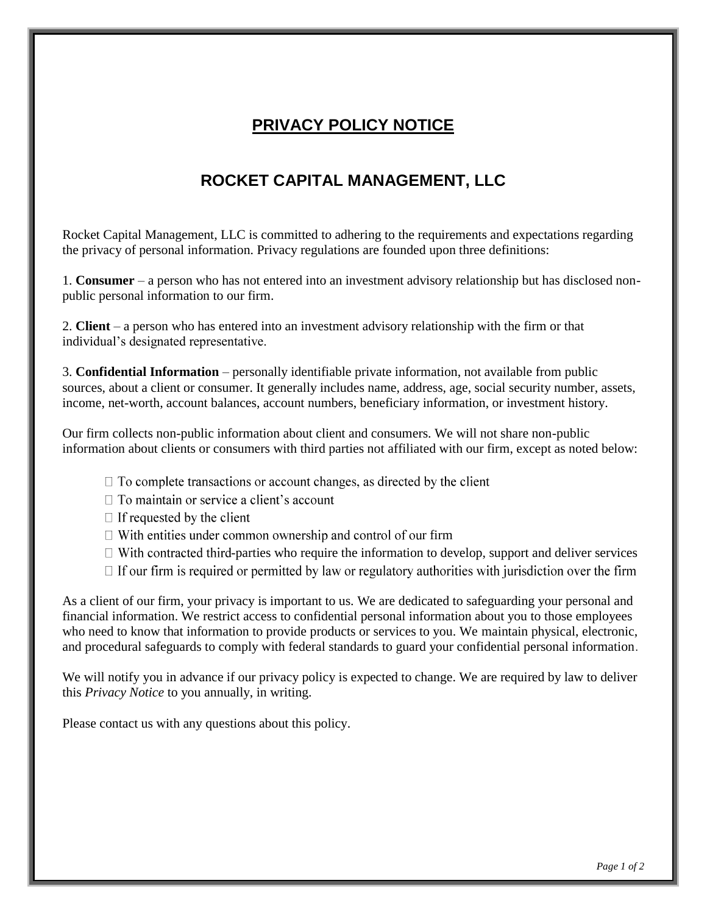# PRIVACY POLICY NOTICE

## ROCKET CAPITAL MANAGEMENT, LLC

Rocket Capital Management, LLC is committed to adhering to the requirements and expectations regarding the privacy of personal information. Privacy regulations are founded upon three definitions:

1. **Consumer** – a person who has not entered into an investment advisory relationship but has disclosed non-public personal information to our firm.

2. **Client** – a person who has entered into an investment advisory relationship with the firm or that individual's designated representative.

3. **Confidential Information** – personally identifiable private information, not available from public sources, about a client or consumer. It generally includes name, address, age, social security number, assets, income, net-worth, account balances, account numbers, beneficiary information, or investment history.

Our firm collects non-public information about client and consumers. We will not share non-public information about clients or consumers with third parties not affiliated with our firm, except as noted below:

- To complete transactions or account changes, as directed by the client
- To maintain or service a client's account
- If requested by the client
- With entities under common ownership and control of our firm
- With contracted third-parties who require the information to develop, support and deliver services
- If our firm is required or permitted by law or regulatory authorities with jurisdiction over the firm

As a client of our firm, your privacy is important to us. We are dedicated to safeguarding your personal and financial information. We restrict access to confidential personal information about you to those employees who need to know that information to provide products or services to you. We maintain physical, electronic, and procedural safeguards to comply with federal standards to guard your confidential personal information.

We will notify you in advance if our privacy policy is expected to change. We are required by law to deliver this *Privacy Notice* to you annually, in writing.

Please contact us with any questions about this policy.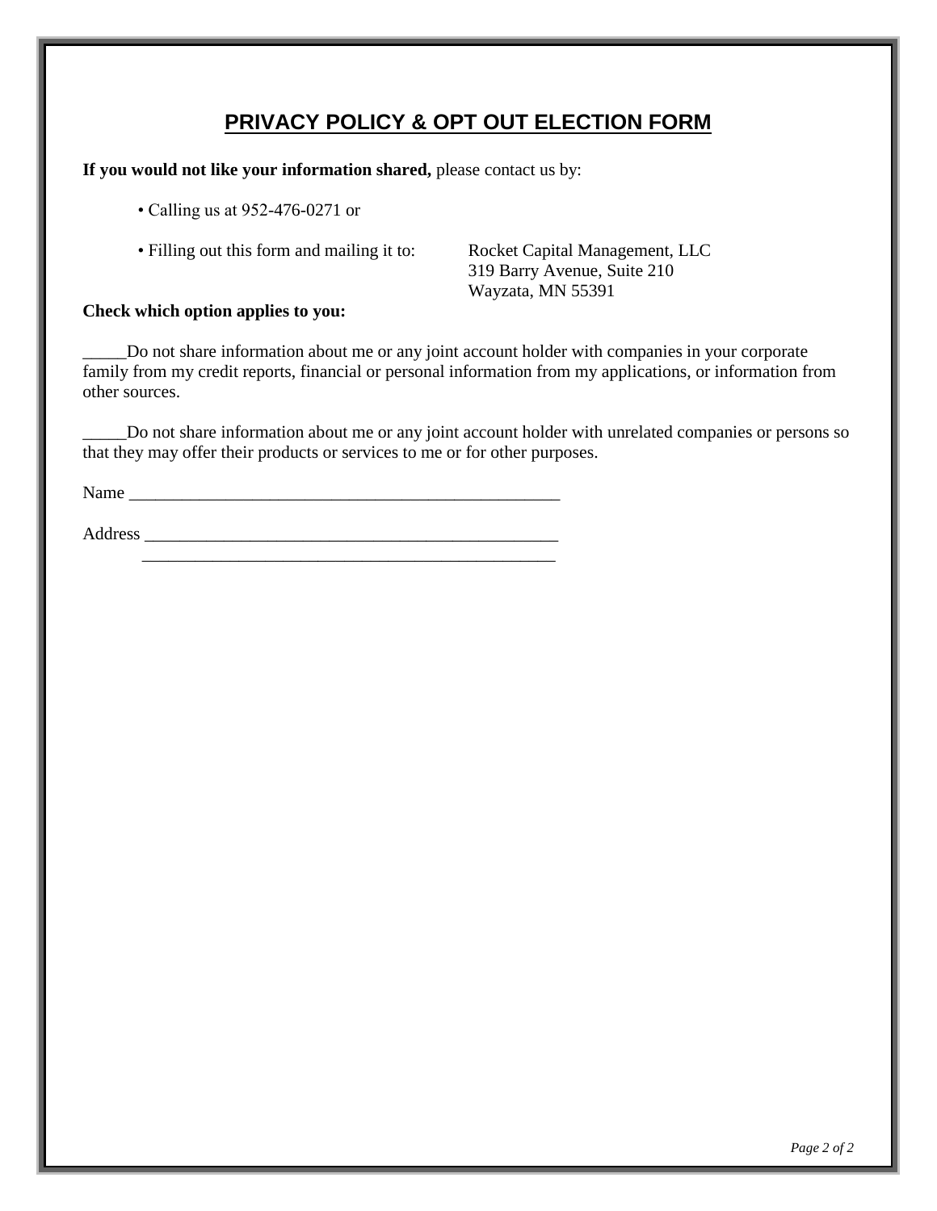# PRIVACY POLICY & OPT OUT ELECTION FORM

**If you would not like your information shared,** please contact us by:

- Calling us at 952-476-0271 or
- Filling out this form and mailing it to:

  Rocket Capital Management, LLC
  319 Barry Avenue, Suite 210
  Wayzata, MN 55391

**Check which option applies to you:**

_____Do not share information about me or any joint account holder with companies in your corporate family from my credit reports, financial or personal information from my applications, or information from other sources.

_____Do not share information about me or any joint account holder with unrelated companies or persons so that they may offer their products or services to me or for other purposes.

Name ___________________________________________________

Address _________________________________________________

_________________________________________________